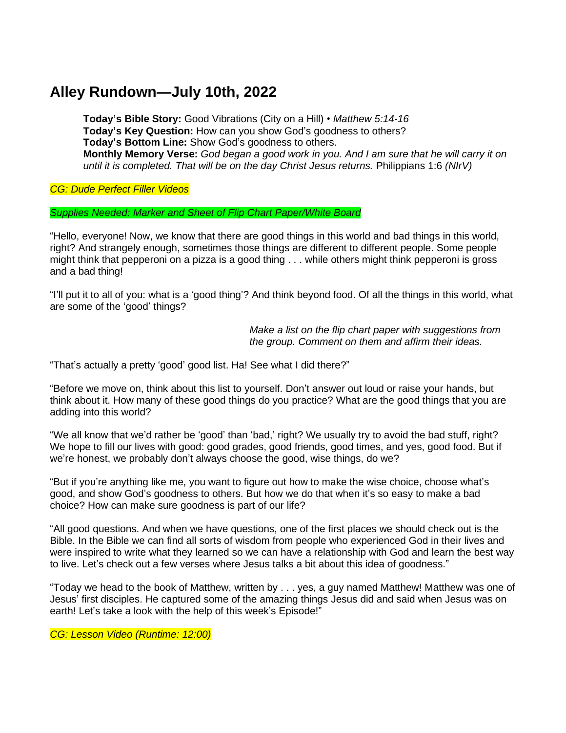# Alley Rundown—July 10th, 2022

**Today's Bible Story:** Good Vibrations (City on a Hill) • *Matthew 5:14-16*
**Today's Key Question:** How can you show God's goodness to others?
**Today's Bottom Line:** Show God's goodness to others.
**Monthly Memory Verse:** *God began a good work in you. And I am sure that he will carry it on until it is completed. That will be on the day Christ Jesus returns.* Philippians 1:6 *(NIrV)*

*CG: Dude Perfect Filler Videos*

*Supplies Needed: Marker and Sheet of Flip Chart Paper/White Board*

"Hello, everyone! Now, we know that there are good things in this world and bad things in this world, right? And strangely enough, sometimes those things are different to different people. Some people might think that pepperoni on a pizza is a good thing . . . while others might think pepperoni is gross and a bad thing!

"I'll put it to all of you: what is a 'good thing'? And think beyond food. Of all the things in this world, what are some of the 'good' things?

*Make a list on the flip chart paper with suggestions from the group. Comment on them and affirm their ideas.*

"That's actually a pretty 'good' good list. Ha! See what I did there?"

"Before we move on, think about this list to yourself. Don't answer out loud or raise your hands, but think about it. How many of these good things do you practice? What are the good things that you are adding into this world?

"We all know that we'd rather be 'good' than 'bad,' right? We usually try to avoid the bad stuff, right? We hope to fill our lives with good: good grades, good friends, good times, and yes, good food. But if we're honest, we probably don't always choose the good, wise things, do we?

"But if you're anything like me, you want to figure out how to make the wise choice, choose what's good, and show God's goodness to others. But how we do that when it's so easy to make a bad choice? How can make sure goodness is part of our life?

"All good questions. And when we have questions, one of the first places we should check out is the Bible. In the Bible we can find all sorts of wisdom from people who experienced God in their lives and were inspired to write what they learned so we can have a relationship with God and learn the best way to live. Let's check out a few verses where Jesus talks a bit about this idea of goodness."

"Today we head to the book of Matthew, written by . . . yes, a guy named Matthew! Matthew was one of Jesus' first disciples. He captured some of the amazing things Jesus did and said when Jesus was on earth! Let's take a look with the help of this week's Episode!"

*CG: Lesson Video (Runtime: 12:00)*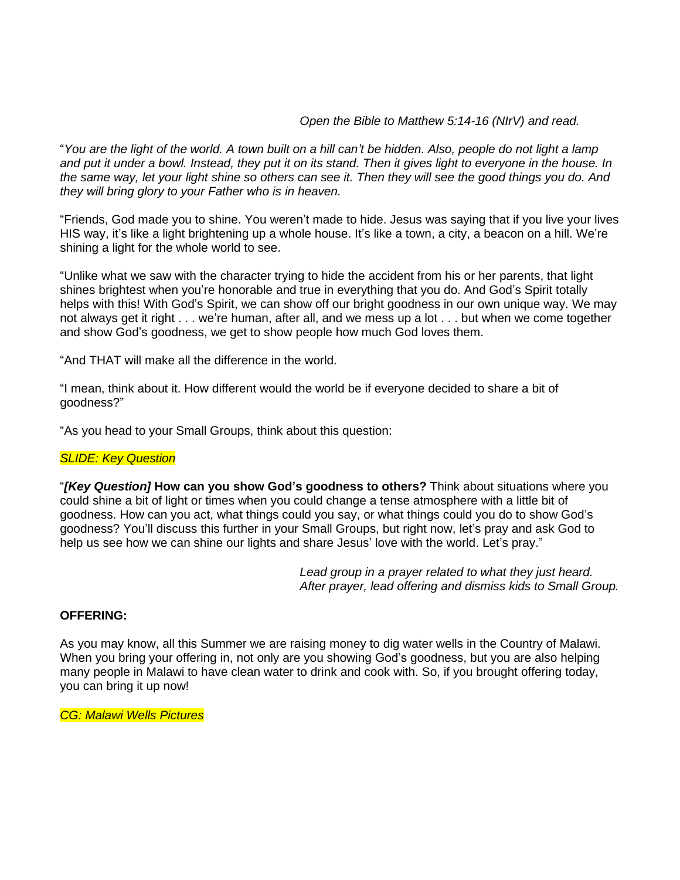*Open the Bible to Matthew 5:14-16 (NIrV) and read.*

"*You are the light of the world. A town built on a hill can't be hidden. Also, people do not light a lamp and put it under a bowl. Instead, they put it on its stand. Then it gives light to everyone in the house. In the same way, let your light shine so others can see it. Then they will see the good things you do. And they will bring glory to your Father who is in heaven.*

"Friends, God made you to shine. You weren't made to hide. Jesus was saying that if you live your lives HIS way, it's like a light brightening up a whole house. It's like a town, a city, a beacon on a hill. We're shining a light for the whole world to see.

"Unlike what we saw with the character trying to hide the accident from his or her parents, that light shines brightest when you're honorable and true in everything that you do. And God's Spirit totally helps with this! With God's Spirit, we can show off our bright goodness in our own unique way. We may not always get it right . . . we're human, after all, and we mess up a lot . . . but when we come together and show God's goodness, we get to show people how much God loves them.

"And THAT will make all the difference in the world.

"I mean, think about it. How different would the world be if everyone decided to share a bit of goodness?"

"As you head to your Small Groups, think about this question:

*SLIDE: Key Question*

"***[Key Question]*** **How can you show God's goodness to others?** Think about situations where you could shine a bit of light or times when you could change a tense atmosphere with a little bit of goodness. How can you act, what things could you say, or what things could you do to show God's goodness? You'll discuss this further in your Small Groups, but right now, let's pray and ask God to help us see how we can shine our lights and share Jesus' love with the world. Let's pray."

*Lead group in a prayer related to what they just heard.*
*After prayer, lead offering and dismiss kids to Small Group.*

**OFFERING:**

As you may know, all this Summer we are raising money to dig water wells in the Country of Malawi. When you bring your offering in, not only are you showing God's goodness, but you are also helping many people in Malawi to have clean water to drink and cook with. So, if you brought offering today, you can bring it up now!

*CG: Malawi Wells Pictures*